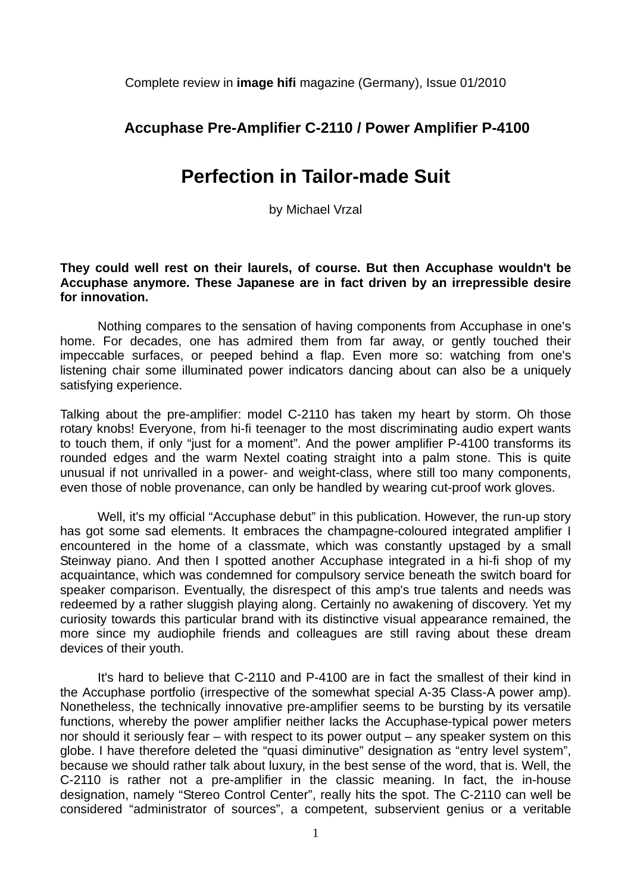Complete review in **image hifi** magazine (Germany), Issue 01/2010

## Accuphase Pre-Amplifier C-2110 / Power Amplifier P-4100

# Perfection in Tailor-made Suit

by Michael Vrzal

**They could well rest on their laurels, of course. But then Accuphase wouldn't be Accuphase anymore. These Japanese are in fact driven by an irrepressible desire for innovation.**

Nothing compares to the sensation of having components from Accuphase in one's home. For decades, one has admired them from far away, or gently touched their impeccable surfaces, or peeped behind a flap. Even more so: watching from one's listening chair some illuminated power indicators dancing about can also be a uniquely satisfying experience.

Talking about the pre-amplifier: model C-2110 has taken my heart by storm. Oh those rotary knobs! Everyone, from hi-fi teenager to the most discriminating audio expert wants to touch them, if only "just for a moment". And the power amplifier P-4100 transforms its rounded edges and the warm Nextel coating straight into a palm stone. This is quite unusual if not unrivalled in a power- and weight-class, where still too many components, even those of noble provenance, can only be handled by wearing cut-proof work gloves.

Well, it's my official "Accuphase debut" in this publication. However, the run-up story has got some sad elements. It embraces the champagne-coloured integrated amplifier I encountered in the home of a classmate, which was constantly upstaged by a small Steinway piano. And then I spotted another Accuphase integrated in a hi-fi shop of my acquaintance, which was condemned for compulsory service beneath the switch board for speaker comparison. Eventually, the disrespect of this amp's true talents and needs was redeemed by a rather sluggish playing along. Certainly no awakening of discovery. Yet my curiosity towards this particular brand with its distinctive visual appearance remained, the more since my audiophile friends and colleagues are still raving about these dream devices of their youth.

It's hard to believe that C-2110 and P-4100 are in fact the smallest of their kind in the Accuphase portfolio (irrespective of the somewhat special A-35 Class-A power amp). Nonetheless, the technically innovative pre-amplifier seems to be bursting by its versatile functions, whereby the power amplifier neither lacks the Accuphase-typical power meters nor should it seriously fear – with respect to its power output – any speaker system on this globe. I have therefore deleted the "quasi diminutive" designation as "entry level system", because we should rather talk about luxury, in the best sense of the word, that is. Well, the C-2110 is rather not a pre-amplifier in the classic meaning. In fact, the in-house designation, namely "Stereo Control Center", really hits the spot. The C-2110 can well be considered "administrator of sources", a competent, subservient genius or a veritable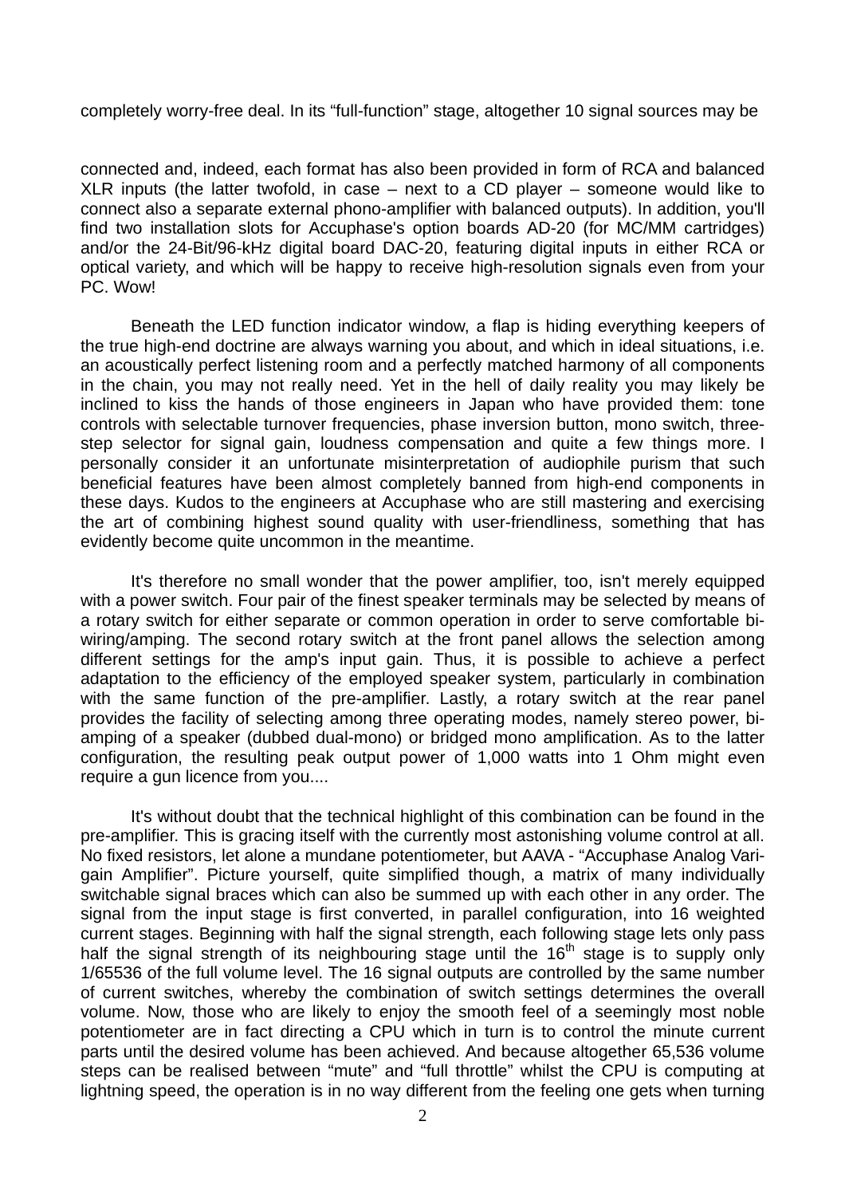completely worry-free deal. In its "full-function" stage, altogether 10 signal sources may be

connected and, indeed, each format has also been provided in form of RCA and balanced XLR inputs (the latter twofold, in case – next to a CD player – someone would like to connect also a separate external phono-amplifier with balanced outputs). In addition, you'll find two installation slots for Accuphase's option boards AD-20 (for MC/MM cartridges) and/or the 24-Bit/96-kHz digital board DAC-20, featuring digital inputs in either RCA or optical variety, and which will be happy to receive high-resolution signals even from your PC. Wow!

Beneath the LED function indicator window, a flap is hiding everything keepers of the true high-end doctrine are always warning you about, and which in ideal situations, i.e. an acoustically perfect listening room and a perfectly matched harmony of all components in the chain, you may not really need. Yet in the hell of daily reality you may likely be inclined to kiss the hands of those engineers in Japan who have provided them: tone controls with selectable turnover frequencies, phase inversion button, mono switch, three-step selector for signal gain, loudness compensation and quite a few things more. I personally consider it an unfortunate misinterpretation of audiophile purism that such beneficial features have been almost completely banned from high-end components in these days. Kudos to the engineers at Accuphase who are still mastering and exercising the art of combining highest sound quality with user-friendliness, something that has evidently become quite uncommon in the meantime.

It's therefore no small wonder that the power amplifier, too, isn't merely equipped with a power switch. Four pair of the finest speaker terminals may be selected by means of a rotary switch for either separate or common operation in order to serve comfortable bi-wiring/amping. The second rotary switch at the front panel allows the selection among different settings for the amp's input gain. Thus, it is possible to achieve a perfect adaptation to the efficiency of the employed speaker system, particularly in combination with the same function of the pre-amplifier. Lastly, a rotary switch at the rear panel provides the facility of selecting among three operating modes, namely stereo power, bi-amping of a speaker (dubbed dual-mono) or bridged mono amplification. As to the latter configuration, the resulting peak output power of 1,000 watts into 1 Ohm might even require a gun licence from you....

It's without doubt that the technical highlight of this combination can be found in the pre-amplifier. This is gracing itself with the currently most astonishing volume control at all. No fixed resistors, let alone a mundane potentiometer, but AAVA - "Accuphase Analog Vari-gain Amplifier". Picture yourself, quite simplified though, a matrix of many individually switchable signal braces which can also be summed up with each other in any order. The signal from the input stage is first converted, in parallel configuration, into 16 weighted current stages. Beginning with half the signal strength, each following stage lets only pass half the signal strength of its neighbouring stage until the 16th stage is to supply only 1/65536 of the full volume level. The 16 signal outputs are controlled by the same number of current switches, whereby the combination of switch settings determines the overall volume. Now, those who are likely to enjoy the smooth feel of a seemingly most noble potentiometer are in fact directing a CPU which in turn is to control the minute current parts until the desired volume has been achieved. And because altogether 65,536 volume steps can be realised between "mute" and "full throttle" whilst the CPU is computing at lightning speed, the operation is in no way different from the feeling one gets when turning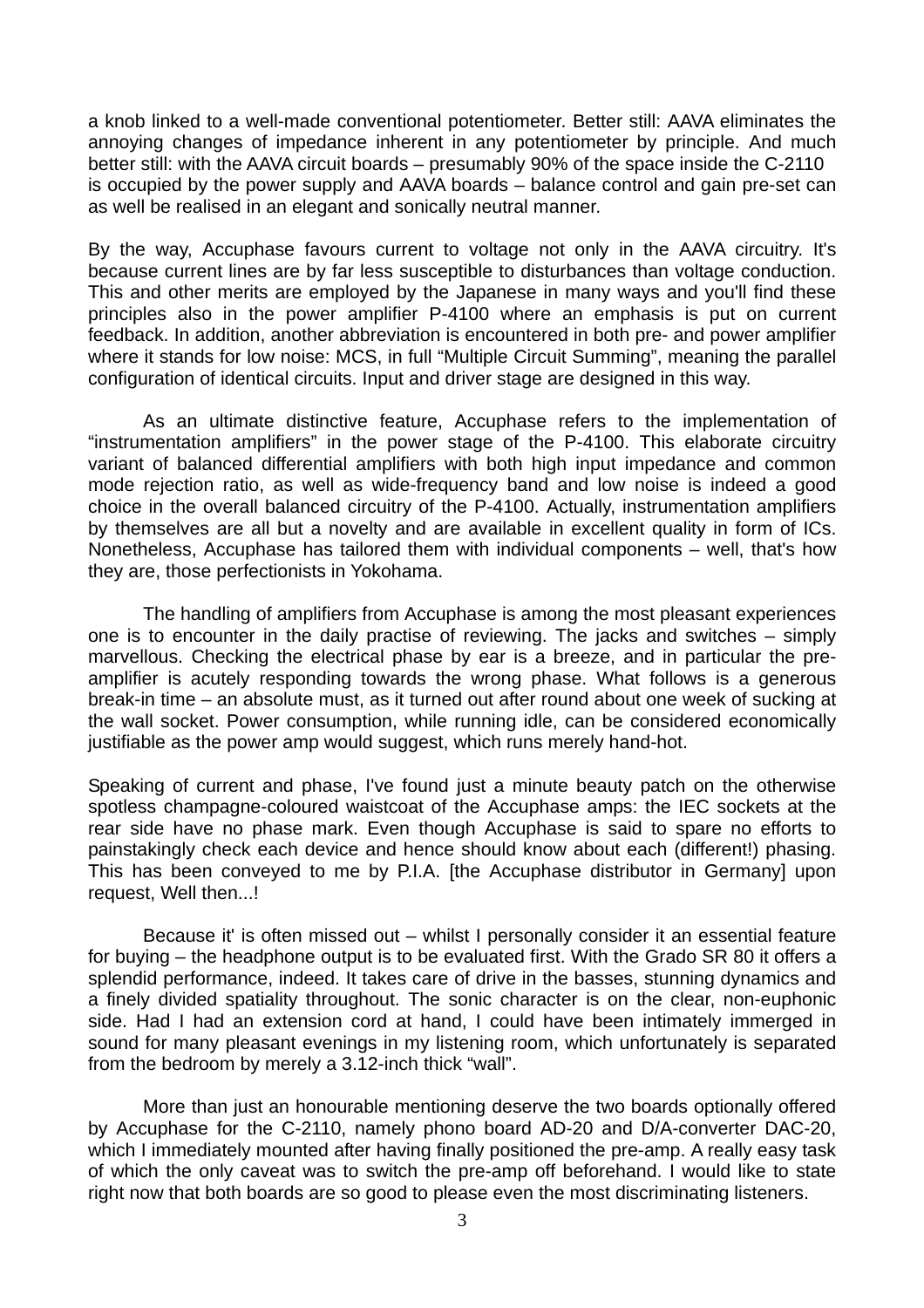a knob linked to a well-made conventional potentiometer. Better still: AAVA eliminates the annoying changes of impedance inherent in any potentiometer by principle. And much better still: with the AAVA circuit boards – presumably 90% of the space inside the C-2110 is occupied by the power supply and AAVA boards – balance control and gain pre-set can as well be realised in an elegant and sonically neutral manner.

By the way, Accuphase favours current to voltage not only in the AAVA circuitry. It's because current lines are by far less susceptible to disturbances than voltage conduction. This and other merits are employed by the Japanese in many ways and you'll find these principles also in the power amplifier P-4100 where an emphasis is put on current feedback. In addition, another abbreviation is encountered in both pre- and power amplifier where it stands for low noise: MCS, in full “Multiple Circuit Summing”, meaning the parallel configuration of identical circuits. Input and driver stage are designed in this way.

As an ultimate distinctive feature, Accuphase refers to the implementation of “instrumentation amplifiers” in the power stage of the P-4100. This elaborate circuitry variant of balanced differential amplifiers with both high input impedance and common mode rejection ratio, as well as wide-frequency band and low noise is indeed a good choice in the overall balanced circuitry of the P-4100. Actually, instrumentation amplifiers by themselves are all but a novelty and are available in excellent quality in form of ICs. Nonetheless, Accuphase has tailored them with individual components – well, that's how they are, those perfectionists in Yokohama.

The handling of amplifiers from Accuphase is among the most pleasant experiences one is to encounter in the daily practise of reviewing. The jacks and switches – simply marvellous. Checking the electrical phase by ear is a breeze, and in particular the pre-amplifier is acutely responding towards the wrong phase. What follows is a generous break-in time – an absolute must, as it turned out after round about one week of sucking at the wall socket. Power consumption, while running idle, can be considered economically justifiable as the power amp would suggest, which runs merely hand-hot.

Speaking of current and phase, I've found just a minute beauty patch on the otherwise spotless champagne-coloured waistcoat of the Accuphase amps: the IEC sockets at the rear side have no phase mark. Even though Accuphase is said to spare no efforts to painstakingly check each device and hence should know about each (different!) phasing. This has been conveyed to me by P.I.A. [the Accuphase distributor in Germany] upon request, Well then...!

Because it' is often missed out – whilst I personally consider it an essential feature for buying – the headphone output is to be evaluated first. With the Grado SR 80 it offers a splendid performance, indeed. It takes care of drive in the basses, stunning dynamics and a finely divided spatiality throughout. The sonic character is on the clear, non-euphonic side. Had I had an extension cord at hand, I could have been intimately immerged in sound for many pleasant evenings in my listening room, which unfortunately is separated from the bedroom by merely a 3.12-inch thick “wall”.

More than just an honourable mentioning deserve the two boards optionally offered by Accuphase for the C-2110, namely phono board AD-20 and D/A-converter DAC-20, which I immediately mounted after having finally positioned the pre-amp. A really easy task of which the only caveat was to switch the pre-amp off beforehand. I would like to state right now that both boards are so good to please even the most discriminating listeners.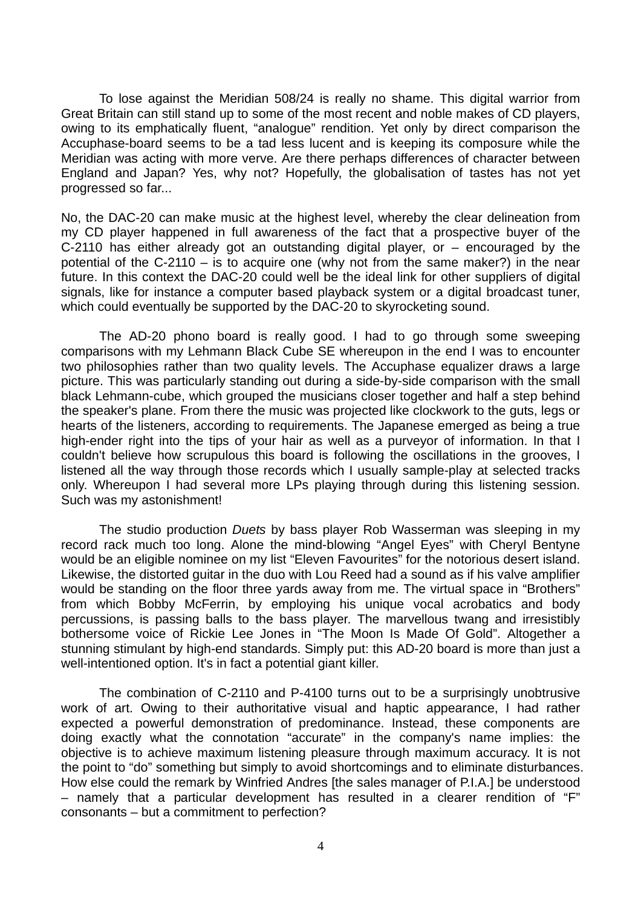To lose against the Meridian 508/24 is really no shame. This digital warrior from Great Britain can still stand up to some of the most recent and noble makes of CD players, owing to its emphatically fluent, “analogue” rendition. Yet only by direct comparison the Accuphase-board seems to be a tad less lucent and is keeping its composure while the Meridian was acting with more verve. Are there perhaps differences of character between England and Japan? Yes, why not? Hopefully, the globalisation of tastes has not yet progressed so far...

No, the DAC-20 can make music at the highest level, whereby the clear delineation from my CD player happened in full awareness of the fact that a prospective buyer of the C-2110 has either already got an outstanding digital player, or – encouraged by the potential of the C-2110 – is to acquire one (why not from the same maker?) in the near future. In this context the DAC-20 could well be the ideal link for other suppliers of digital signals, like for instance a computer based playback system or a digital broadcast tuner, which could eventually be supported by the DAC-20 to skyrocketing sound.

The AD-20 phono board is really good. I had to go through some sweeping comparisons with my Lehmann Black Cube SE whereupon in the end I was to encounter two philosophies rather than two quality levels. The Accuphase equalizer draws a large picture. This was particularly standing out during a side-by-side comparison with the small black Lehmann-cube, which grouped the musicians closer together and half a step behind the speaker's plane. From there the music was projected like clockwork to the guts, legs or hearts of the listeners, according to requirements. The Japanese emerged as being a true high-ender right into the tips of your hair as well as a purveyor of information. In that I couldn't believe how scrupulous this board is following the oscillations in the grooves, I listened all the way through those records which I usually sample-play at selected tracks only. Whereupon I had several more LPs playing through during this listening session. Such was my astonishment!

The studio production *Duets* by bass player Rob Wasserman was sleeping in my record rack much too long. Alone the mind-blowing “Angel Eyes” with Cheryl Bentyne would be an eligible nominee on my list “Eleven Favourites” for the notorious desert island. Likewise, the distorted guitar in the duo with Lou Reed had a sound as if his valve amplifier would be standing on the floor three yards away from me. The virtual space in “Brothers” from which Bobby McFerrin, by employing his unique vocal acrobatics and body percussions, is passing balls to the bass player. The marvellous twang and irresistibly bothersome voice of Rickie Lee Jones in “The Moon Is Made Of Gold”. Altogether a stunning stimulant by high-end standards. Simply put: this AD-20 board is more than just a well-intentioned option. It's in fact a potential giant killer.

The combination of C-2110 and P-4100 turns out to be a surprisingly unobtrusive work of art. Owing to their authoritative visual and haptic appearance, I had rather expected a powerful demonstration of predominance. Instead, these components are doing exactly what the connotation “accurate” in the company's name implies: the objective is to achieve maximum listening pleasure through maximum accuracy. It is not the point to “do” something but simply to avoid shortcomings and to eliminate disturbances. How else could the remark by Winfried Andres [the sales manager of P.I.A.] be understood – namely that a particular development has resulted in a clearer rendition of “F” consonants – but a commitment to perfection?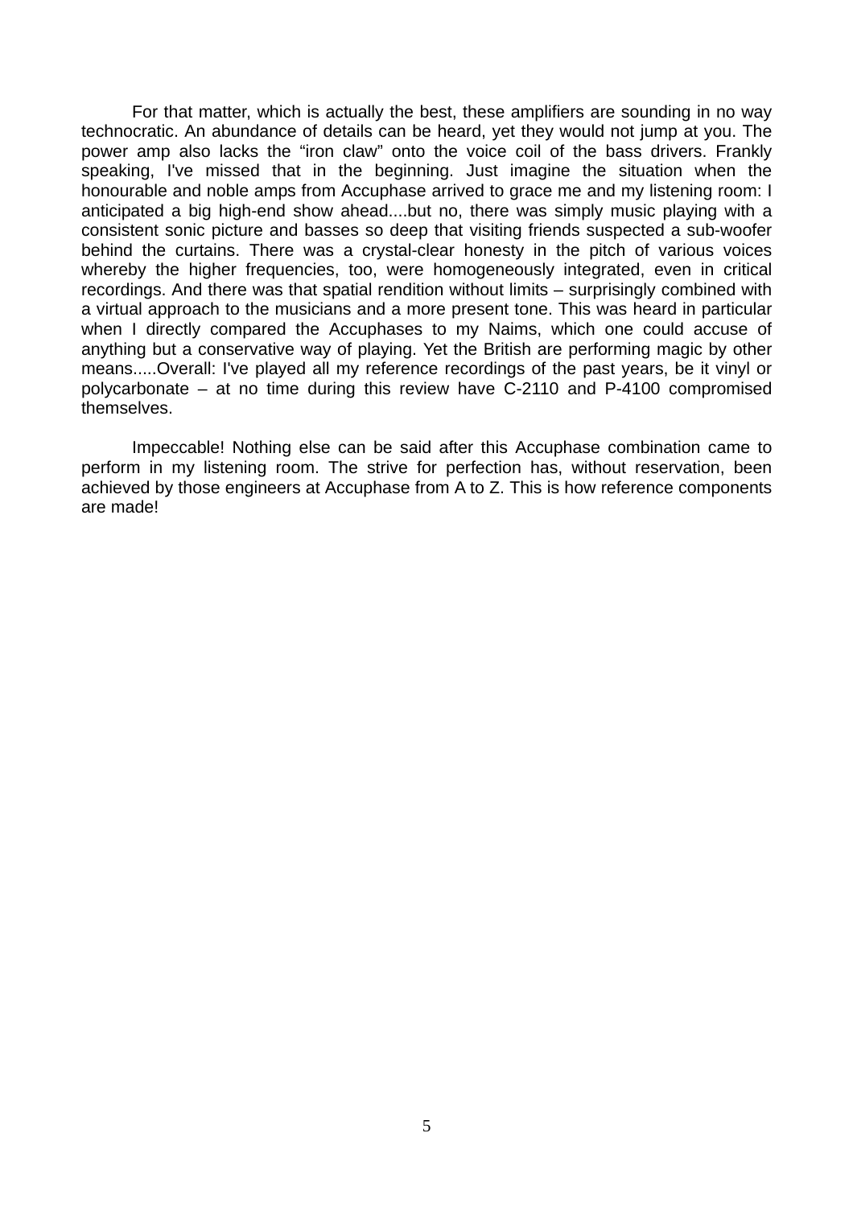For that matter, which is actually the best, these amplifiers are sounding in no way technocratic. An abundance of details can be heard, yet they would not jump at you. The power amp also lacks the “iron claw” onto the voice coil of the bass drivers. Frankly speaking, I've missed that in the beginning. Just imagine the situation when the honourable and noble amps from Accuphase arrived to grace me and my listening room: I anticipated a big high-end show ahead....but no, there was simply music playing with a consistent sonic picture and basses so deep that visiting friends suspected a sub-woofer behind the curtains. There was a crystal-clear honesty in the pitch of various voices whereby the higher frequencies, too, were homogeneously integrated, even in critical recordings. And there was that spatial rendition without limits – surprisingly combined with a virtual approach to the musicians and a more present tone. This was heard in particular when I directly compared the Accuphases to my Naims, which one could accuse of anything but a conservative way of playing. Yet the British are performing magic by other means.....Overall: I've played all my reference recordings of the past years, be it vinyl or polycarbonate – at no time during this review have C-2110 and P-4100 compromised themselves.

Impeccable! Nothing else can be said after this Accuphase combination came to perform in my listening room. The strive for perfection has, without reservation, been achieved by those engineers at Accuphase from A to Z. This is how reference components are made!